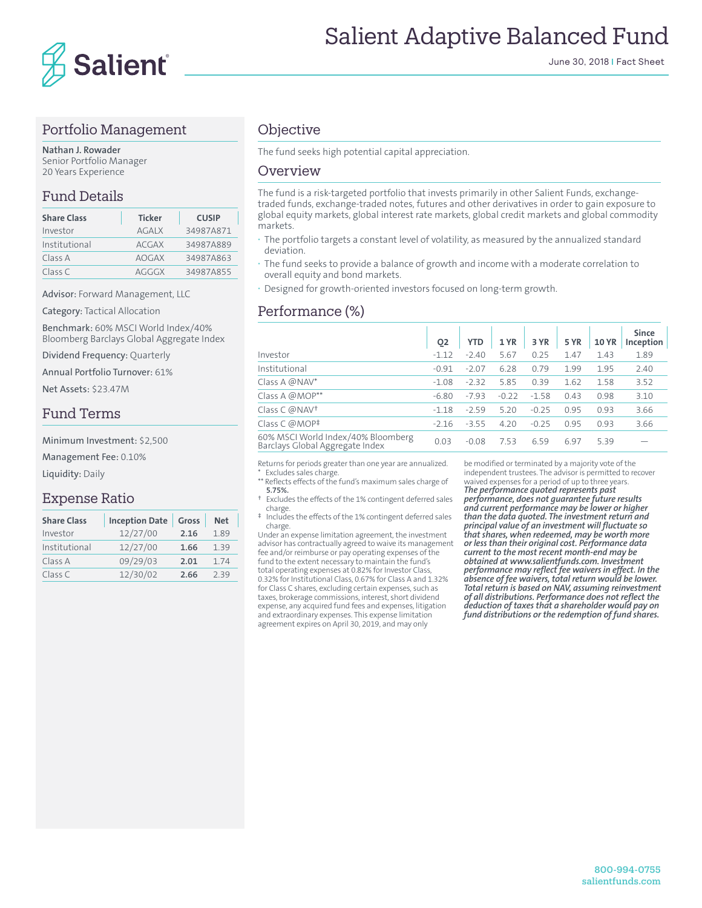# Salient Adaptive Balanced Fund

June 30, 2018 | Fact Sheet

## Portfolio Management

**Nathan J. Rowader**
Senior Portfolio Manager
20 Years Experience

## Fund Details

| Share Class | Ticker | CUSIP |
|---|---|---|
| Investor | AGALX | 34987A871 |
| Institutional | ACGAX | 34987A889 |
| Class A | AOGAX | 34987A863 |
| Class C | AGGGX | 34987A855 |

**Advisor:** Forward Management, LLC

**Category:** Tactical Allocation

**Benchmark:** 60% MSCI World Index/40% Bloomberg Barclays Global Aggregate Index

**Dividend Frequency:** Quarterly

**Annual Portfolio Turnover:** 61%

**Net Assets:** $23.47M

## Fund Terms

**Minimum Investment:** $2,500

**Management Fee:** 0.10%

**Liquidity:** Daily

## Expense Ratio

| Share Class | Inception Date | Gross | Net |
|---|---|---|---|
| Investor | 12/27/00 | **2.16** | 1.89 |
| Institutional | 12/27/00 | **1.66** | 1.39 |
| Class A | 09/29/03 | **2.01** | 1.74 |
| Class C | 12/30/02 | **2.66** | 2.39 |

## Objective

The fund seeks high potential capital appreciation.

## Overview

The fund is a risk-targeted portfolio that invests primarily in other Salient Funds, exchange-traded funds, exchange-traded notes, futures and other derivatives in order to gain exposure to global equity markets, global interest rate markets, global credit markets and global commodity markets.

- The portfolio targets a constant level of volatility, as measured by the annualized standard deviation.
- The fund seeks to provide a balance of growth and income with a moderate correlation to overall equity and bond markets.
- Designed for growth-oriented investors focused on long-term growth.

## Performance (%)

| | Q2 | YTD | 1 YR | 3 YR | 5 YR | 10 YR | Since Inception |
|---|---|---|---|---|---|---|---|
| Investor | -1.12 | -2.40 | 5.67 | 0.25 | 1.47 | 1.43 | 1.89 |
| Institutional | -0.91 | -2.07 | 6.28 | 0.79 | 1.99 | 1.95 | 2.40 |
| Class A @NAV* | -1.08 | -2.32 | 5.85 | 0.39 | 1.62 | 1.58 | 3.52 |
| Class A @MOP** | -6.80 | -7.93 | -0.22 | -1.58 | 0.43 | 0.98 | 3.10 |
| Class C @NAV† | -1.18 | -2.59 | 5.20 | -0.25 | 0.95 | 0.93 | 3.66 |
| Class C @MOP‡ | -2.16 | -3.55 | 4.20 | -0.25 | 0.95 | 0.93 | 3.66 |
| 60% MSCI World Index/40% Bloomberg Barclays Global Aggregate Index | 0.03 | -0.08 | 7.53 | 6.59 | 6.97 | 5.39 | — |

Returns for periods greater than one year are annualized.
\* Excludes sales charge.
** Reflects effects of the fund's maximum sales charge of **5.75%.**
† Excludes the effects of the 1% contingent deferred sales charge.
‡ Includes the effects of the 1% contingent deferred sales charge.

Under an expense limitation agreement, the investment advisor has contractually agreed to waive its management fee and/or reimburse or pay operating expenses of the fund to the extent necessary to maintain the fund's total operating expenses at 0.82% for Investor Class, 0.32% for Institutional Class, 0.67% for Class A and 1.32% for Class C shares, excluding certain expenses, such as taxes, brokerage commissions, interest, short dividend expense, any acquired fund fees and expenses, litigation and extraordinary expenses. This expense limitation agreement expires on April 30, 2019, and may only be modified or terminated by a majority vote of the independent trustees. The advisor is permitted to recover waived expenses for a period of up to three years.

***The performance quoted represents past performance, does not guarantee future results and current performance may be lower or higher than the data quoted. The investment return and principal value of an investment will fluctuate so that shares, when redeemed, may be worth more or less than their original cost. Performance data current to the most recent month-end may be obtained at www.salientfunds.com. Investment performance may reflect fee waivers in effect. In the absence of fee waivers, total return would be lower. Total return is based on NAV, assuming reinvestment of all distributions. Performance does not reflect the deduction of taxes that a shareholder would pay on fund distributions or the redemption of fund shares.***

800-994-0755
salientfunds.com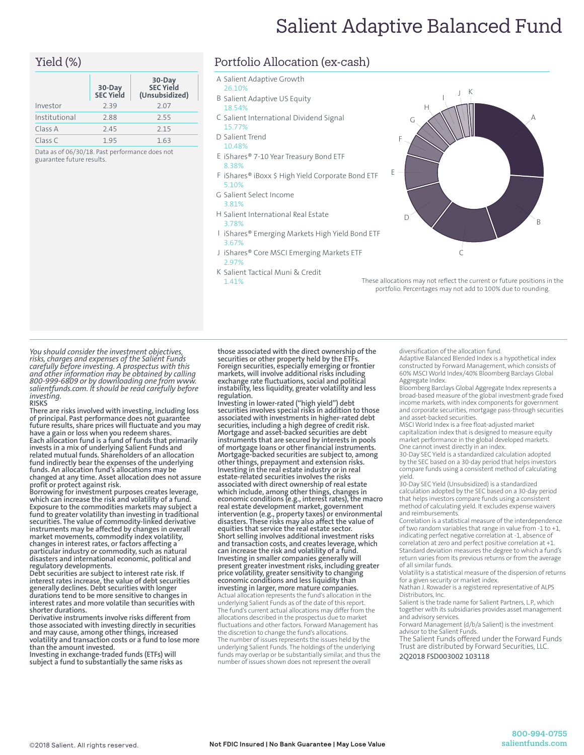# Salient Adaptive Balanced Fund

## Yield (%)

| | 30-Day SEC Yield | 30-Day SEC Yield (Unsubsidized) |
|---|---|---|
| Investor | 2.39 | 2.07 |
| Institutional | 2.88 | 2.55 |
| Class A | 2.45 | 2.15 |
| Class C | 1.95 | 1.63 |

Data as of 06/30/18. Past performance does not guarantee future results.

## Portfolio Allocation (ex-cash)

A Salient Adaptive Growth
26.10%

B Salient Adaptive US Equity
18.54%

C Salient International Dividend Signal
15.77%

D Salient Trend
10.48%

E iShares® 7-10 Year Treasury Bond ETF
8.38%

F iShares® iBoxx $ High Yield Corporate Bond ETF
5.10%

G Salient Select Income
3.81%

H Salient International Real Estate
3.78%

I iShares® Emerging Markets High Yield Bond ETF
3.67%

J iShares® Core MSCI Emerging Markets ETF
2.97%

K Salient Tactical Muni & Credit
1.41%

A B C D E F G H I J K

These allocations may not reflect the current or future positions in the portfolio. Percentages may not add to 100% due to rounding.

*You should consider the investment objectives, risks, charges and expenses of the Salient Funds carefully before investing. A prospectus with this and other information may be obtained by calling 800-999-6809 or by downloading one from www.salientfunds.com. It should be read carefully before investing.*

**RISKS**

**There are risks involved with investing, including loss of principal. Past performance does not guarantee future results, share prices will fluctuate and you may have a gain or loss when you redeem shares.**

**Each allocation fund is a fund of funds that primarily invests in a mix of underlying Salient Funds and related mutual funds. Shareholders of an allocation fund indirectly bear the expenses of the underlying funds. An allocation fund's allocations may be changed at any time. Asset allocation does not assure profit or protect against risk.**

**Borrowing for investment purposes creates leverage, which can increase the risk and volatility of a fund.**

**Exposure to the commodities markets may subject a fund to greater volatility than investing in traditional securities. The value of commodity-linked derivative instruments may be affected by changes in overall market movements, commodity index volatility, changes in interest rates, or factors affecting a particular industry or commodity, such as natural disasters and international economic, political and regulatory developments.**

**Debt securities are subject to interest rate risk. If interest rates increase, the value of debt securities generally declines. Debt securities with longer durations tend to be more sensitive to changes in interest rates and more volatile than securities with shorter durations.**

**Derivative instruments involve risks different from those associated with investing directly in securities and may cause, among other things, increased volatility and transaction costs or a fund to lose more than the amount invested.**

**Investing in exchange-traded funds (ETFs) will subject a fund to substantially the same risks as those associated with the direct ownership of the securities or other property held by the ETFs.**

**Foreign securities, especially emerging or frontier markets, will involve additional risks including exchange rate fluctuations, social and political instability, less liquidity, greater volatility and less regulation.**

**Investing in lower-rated ("high yield") debt securities involves special risks in addition to those associated with investments in higher-rated debt securities, including a high degree of credit risk.**

**Mortgage and asset-backed securities are debt instruments that are secured by interests in pools of mortgage loans or other financial instruments. Mortgage-backed securities are subject to, among other things, prepayment and extension risks.**

**Investing in the real estate industry or in real estate-related securities involves the risks associated with direct ownership of real estate which include, among other things, changes in economic conditions (e.g., interest rates), the macro real estate development market, government intervention (e.g., property taxes) or environmental disasters. These risks may also affect the value of equities that service the real estate sector.**

**Short selling involves additional investment risks and transaction costs, and creates leverage, which can increase the risk and volatility of a fund.**

**Investing in smaller companies generally will present greater investment risks, including greater price volatility, greater sensitivity to changing economic conditions and less liquidity than investing in larger, more mature companies.**

Actual allocation represents the fund's allocation in the underlying Salient Funds as of the date of this report. The fund's current actual allocations may differ from the allocations described in the prospectus due to market fluctuations and other factors. Forward Management has the discretion to change the fund's allocations.

The number of issues represents the issues held by the underlying Salient Funds. The holdings of the underlying funds may overlap or be substantially similar, and thus the number of issues shown does not represent the overall diversification of the allocation fund.

Adaptive Balanced Blended Index is a hypothetical index constructed by Forward Management, which consists of 60% MSCI World Index/40% Bloomberg Barclays Global Aggregate Index.

Bloomberg Barclays Global Aggregate Index represents a broad-based measure of the global investment-grade fixed income markets, with index components for government and corporate securities, mortgage pass-through securities and asset-backed securities.

MSCI World Index is a free float-adjusted market capitalization index that is designed to measure equity market performance in the global developed markets. One cannot invest directly in an index.

30-Day SEC Yield is a standardized calculation adopted by the SEC based on a 30-day period that helps investors compare funds using a consistent method of calculating yield.

30-Day SEC Yield (Unsubsidized) is a standardized calculation adopted by the SEC based on a 30-day period that helps investors compare funds using a consistent method of calculating yield. It excludes expense waivers and reimbursements.

Correlation is a statistical measure of the interdependence of two random variables that range in value from -1 to +1, indicating perfect negative correlation at -1, absence of correlation at zero and perfect positive correlation at +1.

Standard deviation measures the degree to which a fund's return varies from its previous returns or from the average of all similar funds.

Volatility is a statistical measure of the dispersion of returns for a given security or market index.

Nathan J. Rowader is a registered representative of ALPS Distributors, Inc.

Salient is the trade name for Salient Partners, L.P., which together with its subsidiaries provides asset management and advisory services.

Forward Management (d/b/a Salient) is the investment advisor to the Salient Funds.

The Salient Funds offered under the Forward Funds Trust are distributed by Forward Securities, LLC.

2Q2018 FSD003002 103118

©2018 Salient. All rights reserved.

**Not FDIC Insured | No Bank Guarantee | May Lose Value**

**800-994-0755**
**salientfunds.com**